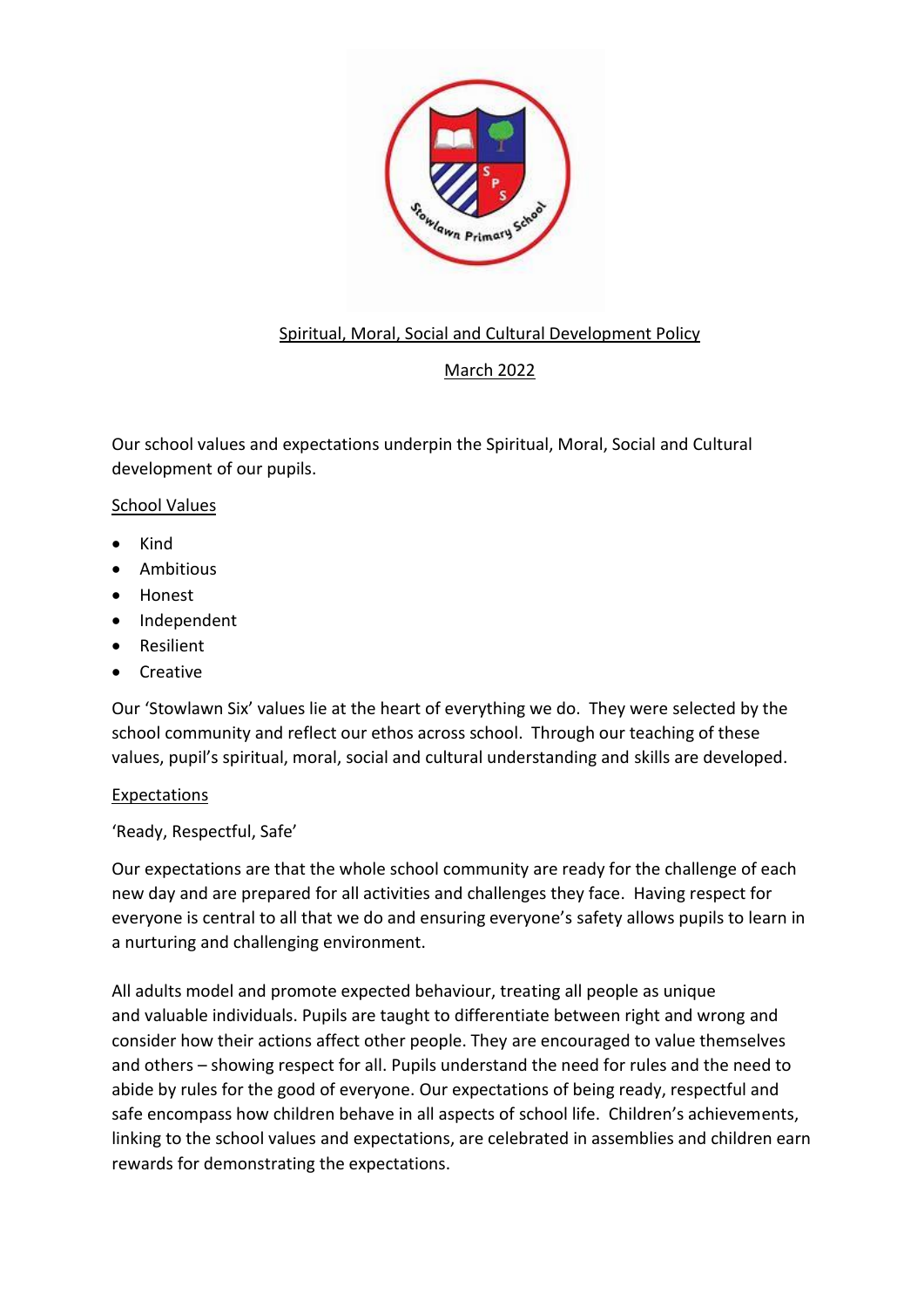# Spiritual, Moral, Social and Cultural Development Policy

March 2022

Our school values and expectations underpin the Spiritual, Moral, Social and Cultural development of our pupils.

## School Values

- Kind
- Ambitious
- Honest
- Independent
- Resilient
- Creative

Our 'Stowlawn Six' values lie at the heart of everything we do. They were selected by the school community and reflect our ethos across school. Through our teaching of these values, pupil's spiritual, moral, social and cultural understanding and skills are developed.

## Expectations

'Ready, Respectful, Safe'

Our expectations are that the whole school community are ready for the challenge of each new day and are prepared for all activities and challenges they face. Having respect for everyone is central to all that we do and ensuring everyone's safety allows pupils to learn in a nurturing and challenging environment.

All adults model and promote expected behaviour, treating all people as unique and valuable individuals. Pupils are taught to differentiate between right and wrong and consider how their actions affect other people. They are encouraged to value themselves and others – showing respect for all. Pupils understand the need for rules and the need to abide by rules for the good of everyone. Our expectations of being ready, respectful and safe encompass how children behave in all aspects of school life. Children's achievements, linking to the school values and expectations, are celebrated in assemblies and children earn rewards for demonstrating the expectations.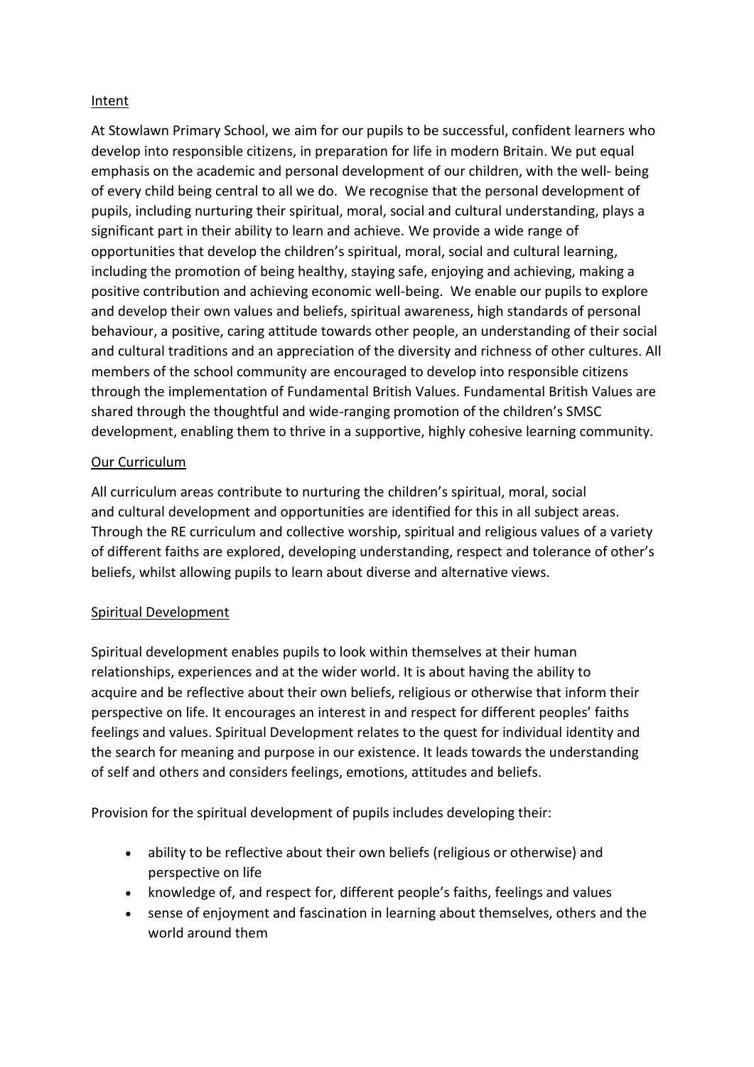## Intent

At Stowlawn Primary School, we aim for our pupils to be successful, confident learners who develop into responsible citizens, in preparation for life in modern Britain. We put equal emphasis on the academic and personal development of our children, with the well- being of every child being central to all we do. We recognise that the personal development of pupils, including nurturing their spiritual, moral, social and cultural understanding, plays a significant part in their ability to learn and achieve. We provide a wide range of opportunities that develop the children's spiritual, moral, social and cultural learning, including the promotion of being healthy, staying safe, enjoying and achieving, making a positive contribution and achieving economic well-being. We enable our pupils to explore and develop their own values and beliefs, spiritual awareness, high standards of personal behaviour, a positive, caring attitude towards other people, an understanding of their social and cultural traditions and an appreciation of the diversity and richness of other cultures. All members of the school community are encouraged to develop into responsible citizens through the implementation of Fundamental British Values. Fundamental British Values are shared through the thoughtful and wide-ranging promotion of the children's SMSC development, enabling them to thrive in a supportive, highly cohesive learning community.

## Our Curriculum

All curriculum areas contribute to nurturing the children's spiritual, moral, social and cultural development and opportunities are identified for this in all subject areas. Through the RE curriculum and collective worship, spiritual and religious values of a variety of different faiths are explored, developing understanding, respect and tolerance of other's beliefs, whilst allowing pupils to learn about diverse and alternative views.

## Spiritual Development

Spiritual development enables pupils to look within themselves at their human relationships, experiences and at the wider world. It is about having the ability to acquire and be reflective about their own beliefs, religious or otherwise that inform their perspective on life. It encourages an interest in and respect for different peoples' faiths feelings and values. Spiritual Development relates to the quest for individual identity and the search for meaning and purpose in our existence. It leads towards the understanding of self and others and considers feelings, emotions, attitudes and beliefs.

Provision for the spiritual development of pupils includes developing their:

- ability to be reflective about their own beliefs (religious or otherwise) and perspective on life
- knowledge of, and respect for, different people's faiths, feelings and values
- sense of enjoyment and fascination in learning about themselves, others and the world around them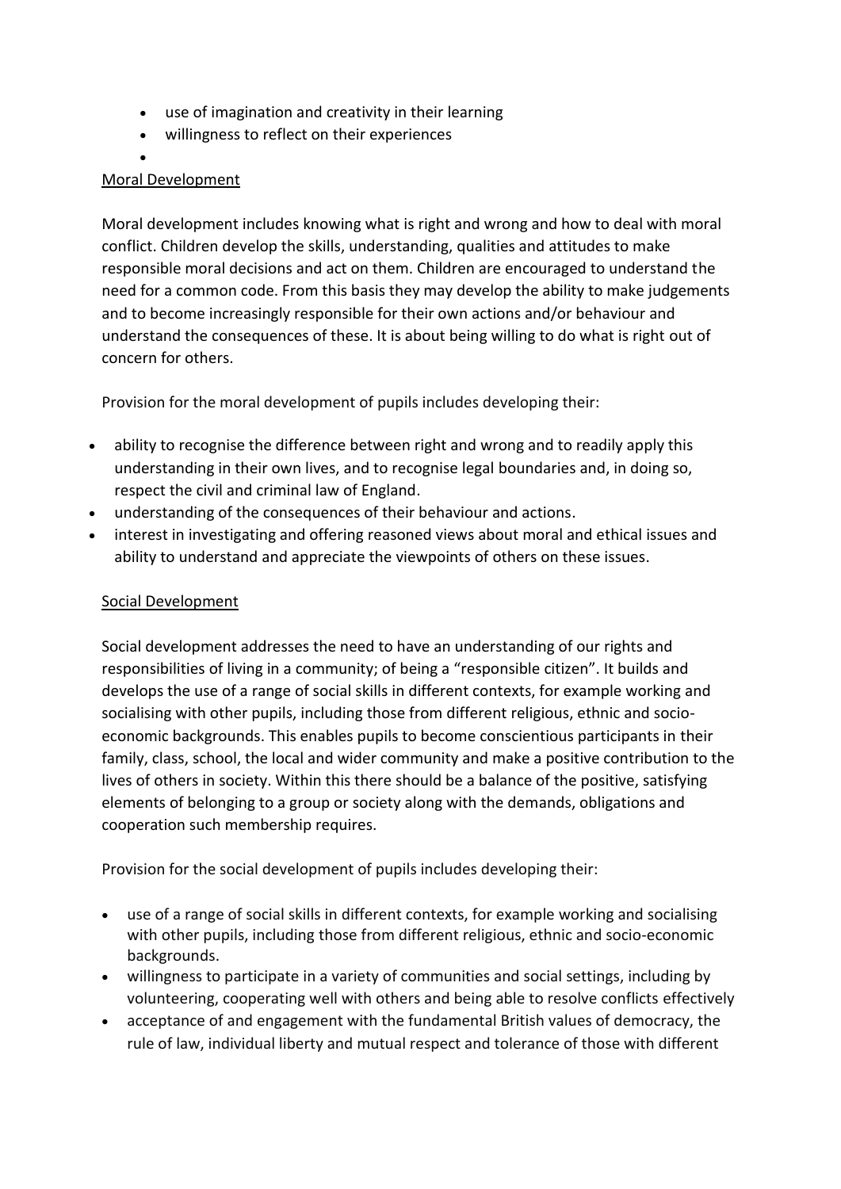- use of imagination and creativity in their learning
- willingness to reflect on their experiences
- 

Moral Development

Moral development includes knowing what is right and wrong and how to deal with moral conflict. Children develop the skills, understanding, qualities and attitudes to make responsible moral decisions and act on them. Children are encouraged to understand the need for a common code. From this basis they may develop the ability to make judgements and to become increasingly responsible for their own actions and/or behaviour and understand the consequences of these. It is about being willing to do what is right out of concern for others.

Provision for the moral development of pupils includes developing their:

- ability to recognise the difference between right and wrong and to readily apply this understanding in their own lives, and to recognise legal boundaries and, in doing so, respect the civil and criminal law of England.
- understanding of the consequences of their behaviour and actions.
- interest in investigating and offering reasoned views about moral and ethical issues and ability to understand and appreciate the viewpoints of others on these issues.

Social Development

Social development addresses the need to have an understanding of our rights and responsibilities of living in a community; of being a "responsible citizen". It builds and develops the use of a range of social skills in different contexts, for example working and socialising with other pupils, including those from different religious, ethnic and socio-economic backgrounds. This enables pupils to become conscientious participants in their family, class, school, the local and wider community and make a positive contribution to the lives of others in society. Within this there should be a balance of the positive, satisfying elements of belonging to a group or society along with the demands, obligations and cooperation such membership requires.

Provision for the social development of pupils includes developing their:

- use of a range of social skills in different contexts, for example working and socialising with other pupils, including those from different religious, ethnic and socio-economic backgrounds.
- willingness to participate in a variety of communities and social settings, including by volunteering, cooperating well with others and being able to resolve conflicts effectively
- acceptance of and engagement with the fundamental British values of democracy, the rule of law, individual liberty and mutual respect and tolerance of those with different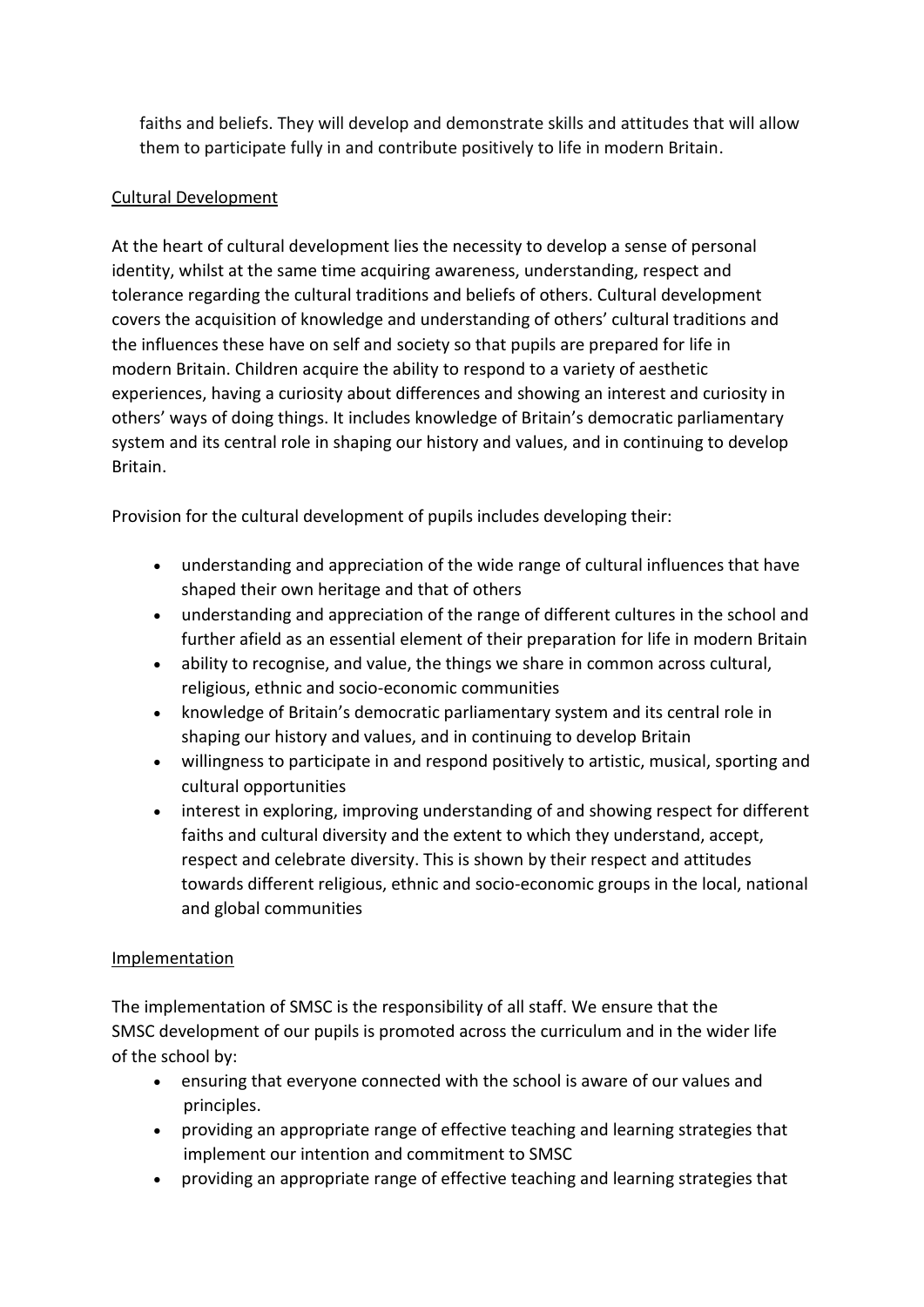faiths and beliefs. They will develop and demonstrate skills and attitudes that will allow them to participate fully in and contribute positively to life in modern Britain.

## Cultural Development

At the heart of cultural development lies the necessity to develop a sense of personal identity, whilst at the same time acquiring awareness, understanding, respect and tolerance regarding the cultural traditions and beliefs of others. Cultural development covers the acquisition of knowledge and understanding of others' cultural traditions and the influences these have on self and society so that pupils are prepared for life in modern Britain. Children acquire the ability to respond to a variety of aesthetic experiences, having a curiosity about differences and showing an interest and curiosity in others' ways of doing things. It includes knowledge of Britain's democratic parliamentary system and its central role in shaping our history and values, and in continuing to develop Britain.

Provision for the cultural development of pupils includes developing their:

- understanding and appreciation of the wide range of cultural influences that have shaped their own heritage and that of others
- understanding and appreciation of the range of different cultures in the school and further afield as an essential element of their preparation for life in modern Britain
- ability to recognise, and value, the things we share in common across cultural, religious, ethnic and socio-economic communities
- knowledge of Britain's democratic parliamentary system and its central role in shaping our history and values, and in continuing to develop Britain
- willingness to participate in and respond positively to artistic, musical, sporting and cultural opportunities
- interest in exploring, improving understanding of and showing respect for different faiths and cultural diversity and the extent to which they understand, accept, respect and celebrate diversity. This is shown by their respect and attitudes towards different religious, ethnic and socio-economic groups in the local, national and global communities

## Implementation

The implementation of SMSC is the responsibility of all staff. We ensure that the SMSC development of our pupils is promoted across the curriculum and in the wider life of the school by:

- ensuring that everyone connected with the school is aware of our values and principles.
- providing an appropriate range of effective teaching and learning strategies that implement our intention and commitment to SMSC
- providing an appropriate range of effective teaching and learning strategies that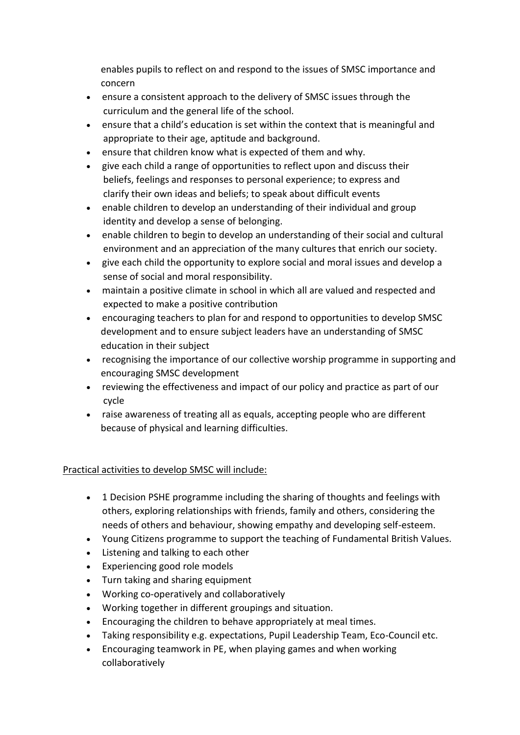enables pupils to reflect on and respond to the issues of SMSC importance and concern

- ensure a consistent approach to the delivery of SMSC issues through the curriculum and the general life of the school.
- ensure that a child's education is set within the context that is meaningful and appropriate to their age, aptitude and background.
- ensure that children know what is expected of them and why.
- give each child a range of opportunities to reflect upon and discuss their beliefs, feelings and responses to personal experience; to express and clarify their own ideas and beliefs; to speak about difficult events
- enable children to develop an understanding of their individual and group identity and develop a sense of belonging.
- enable children to begin to develop an understanding of their social and cultural environment and an appreciation of the many cultures that enrich our society.
- give each child the opportunity to explore social and moral issues and develop a sense of social and moral responsibility.
- maintain a positive climate in school in which all are valued and respected and expected to make a positive contribution
- encouraging teachers to plan for and respond to opportunities to develop SMSC development and to ensure subject leaders have an understanding of SMSC education in their subject
- recognising the importance of our collective worship programme in supporting and encouraging SMSC development
- reviewing the effectiveness and impact of our policy and practice as part of our cycle
- raise awareness of treating all as equals, accepting people who are different because of physical and learning difficulties.

<u>Practical activities to develop SMSC will include:</u>

- 1 Decision PSHE programme including the sharing of thoughts and feelings with others, exploring relationships with friends, family and others, considering the needs of others and behaviour, showing empathy and developing self-esteem.
- Young Citizens programme to support the teaching of Fundamental British Values.
- Listening and talking to each other
- Experiencing good role models
- Turn taking and sharing equipment
- Working co-operatively and collaboratively
- Working together in different groupings and situation.
- Encouraging the children to behave appropriately at meal times.
- Taking responsibility e.g. expectations, Pupil Leadership Team, Eco-Council etc.
- Encouraging teamwork in PE, when playing games and when working collaboratively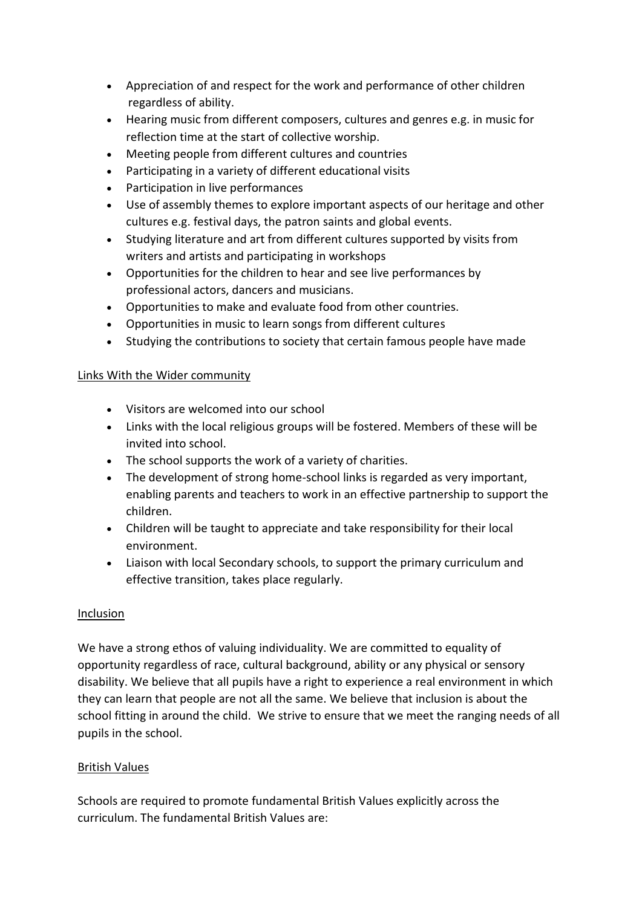- Appreciation of and respect for the work and performance of other children regardless of ability.
- Hearing music from different composers, cultures and genres e.g. in music for reflection time at the start of collective worship.
- Meeting people from different cultures and countries
- Participating in a variety of different educational visits
- Participation in live performances
- Use of assembly themes to explore important aspects of our heritage and other cultures e.g. festival days, the patron saints and global events.
- Studying literature and art from different cultures supported by visits from writers and artists and participating in workshops
- Opportunities for the children to hear and see live performances by professional actors, dancers and musicians.
- Opportunities to make and evaluate food from other countries.
- Opportunities in music to learn songs from different cultures
- Studying the contributions to society that certain famous people have made

Links With the Wider community

- Visitors are welcomed into our school
- Links with the local religious groups will be fostered. Members of these will be invited into school.
- The school supports the work of a variety of charities.
- The development of strong home-school links is regarded as very important, enabling parents and teachers to work in an effective partnership to support the children.
- Children will be taught to appreciate and take responsibility for their local environment.
- Liaison with local Secondary schools, to support the primary curriculum and effective transition, takes place regularly.

Inclusion

We have a strong ethos of valuing individuality. We are committed to equality of opportunity regardless of race, cultural background, ability or any physical or sensory disability. We believe that all pupils have a right to experience a real environment in which they can learn that people are not all the same. We believe that inclusion is about the school fitting in around the child. We strive to ensure that we meet the ranging needs of all pupils in the school.

British Values

Schools are required to promote fundamental British Values explicitly across the curriculum. The fundamental British Values are: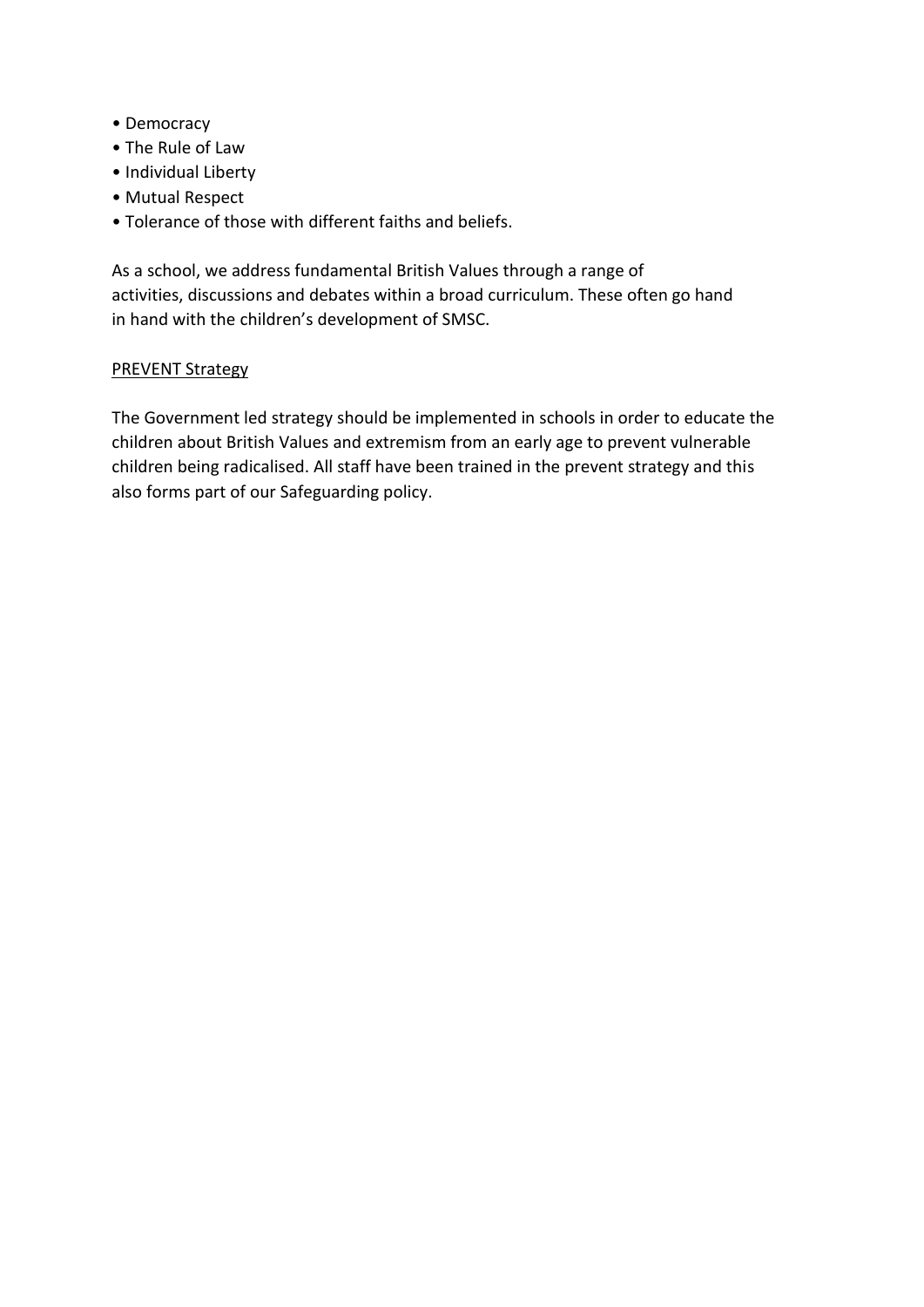- Democracy
- The Rule of Law
- Individual Liberty
- Mutual Respect
- Tolerance of those with different faiths and beliefs.

As a school, we address fundamental British Values through a range of activities, discussions and debates within a broad curriculum. These often go hand in hand with the children's development of SMSC.

<u>PREVENT Strategy</u>

The Government led strategy should be implemented in schools in order to educate the children about British Values and extremism from an early age to prevent vulnerable children being radicalised. All staff have been trained in the prevent strategy and this also forms part of our Safeguarding policy.